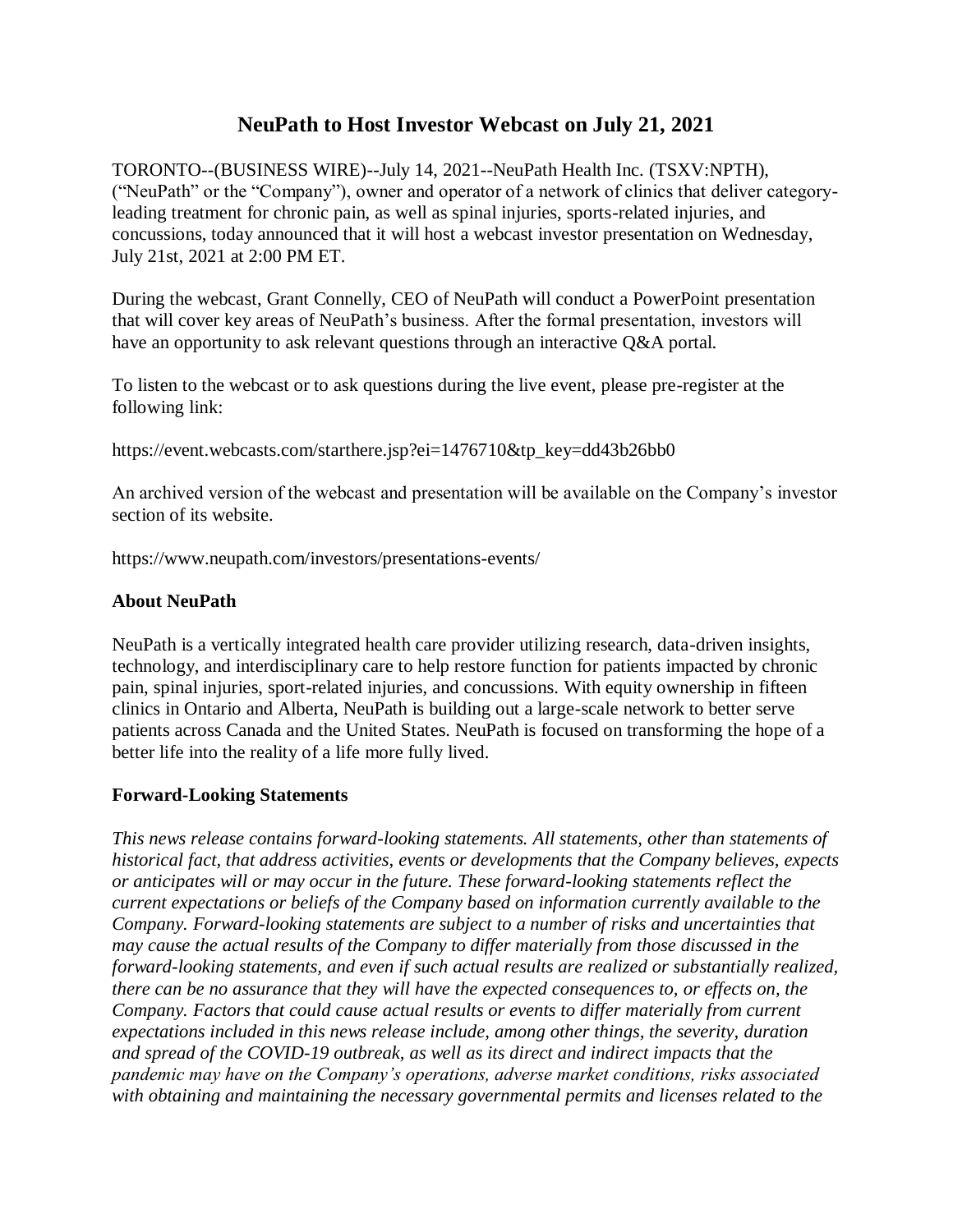# NeuPath to Host Investor Webcast on July 21, 2021

TORONTO--(BUSINESS WIRE)--July 14, 2021--NeuPath Health Inc. (TSXV:NPTH), ("NeuPath" or the "Company"), owner and operator of a network of clinics that deliver category-leading treatment for chronic pain, as well as spinal injuries, sports-related injuries, and concussions, today announced that it will host a webcast investor presentation on Wednesday, July 21st, 2021 at 2:00 PM ET.

During the webcast, Grant Connelly, CEO of NeuPath will conduct a PowerPoint presentation that will cover key areas of NeuPath's business. After the formal presentation, investors will have an opportunity to ask relevant questions through an interactive Q&A portal.

To listen to the webcast or to ask questions during the live event, please pre-register at the following link:

https://event.webcasts.com/starthere.jsp?ei=1476710&tp_key=dd43b26bb0

An archived version of the webcast and presentation will be available on the Company's investor section of its website.

https://www.neupath.com/investors/presentations-events/

### About NeuPath

NeuPath is a vertically integrated health care provider utilizing research, data-driven insights, technology, and interdisciplinary care to help restore function for patients impacted by chronic pain, spinal injuries, sport-related injuries, and concussions. With equity ownership in fifteen clinics in Ontario and Alberta, NeuPath is building out a large-scale network to better serve patients across Canada and the United States. NeuPath is focused on transforming the hope of a better life into the reality of a life more fully lived.

### Forward-Looking Statements

*This news release contains forward-looking statements. All statements, other than statements of historical fact, that address activities, events or developments that the Company believes, expects or anticipates will or may occur in the future. These forward-looking statements reflect the current expectations or beliefs of the Company based on information currently available to the Company. Forward-looking statements are subject to a number of risks and uncertainties that may cause the actual results of the Company to differ materially from those discussed in the forward-looking statements, and even if such actual results are realized or substantially realized, there can be no assurance that they will have the expected consequences to, or effects on, the Company. Factors that could cause actual results or events to differ materially from current expectations included in this news release include, among other things, the severity, duration and spread of the COVID-19 outbreak, as well as its direct and indirect impacts that the pandemic may have on the Company's operations, adverse market conditions, risks associated with obtaining and maintaining the necessary governmental permits and licenses related to the*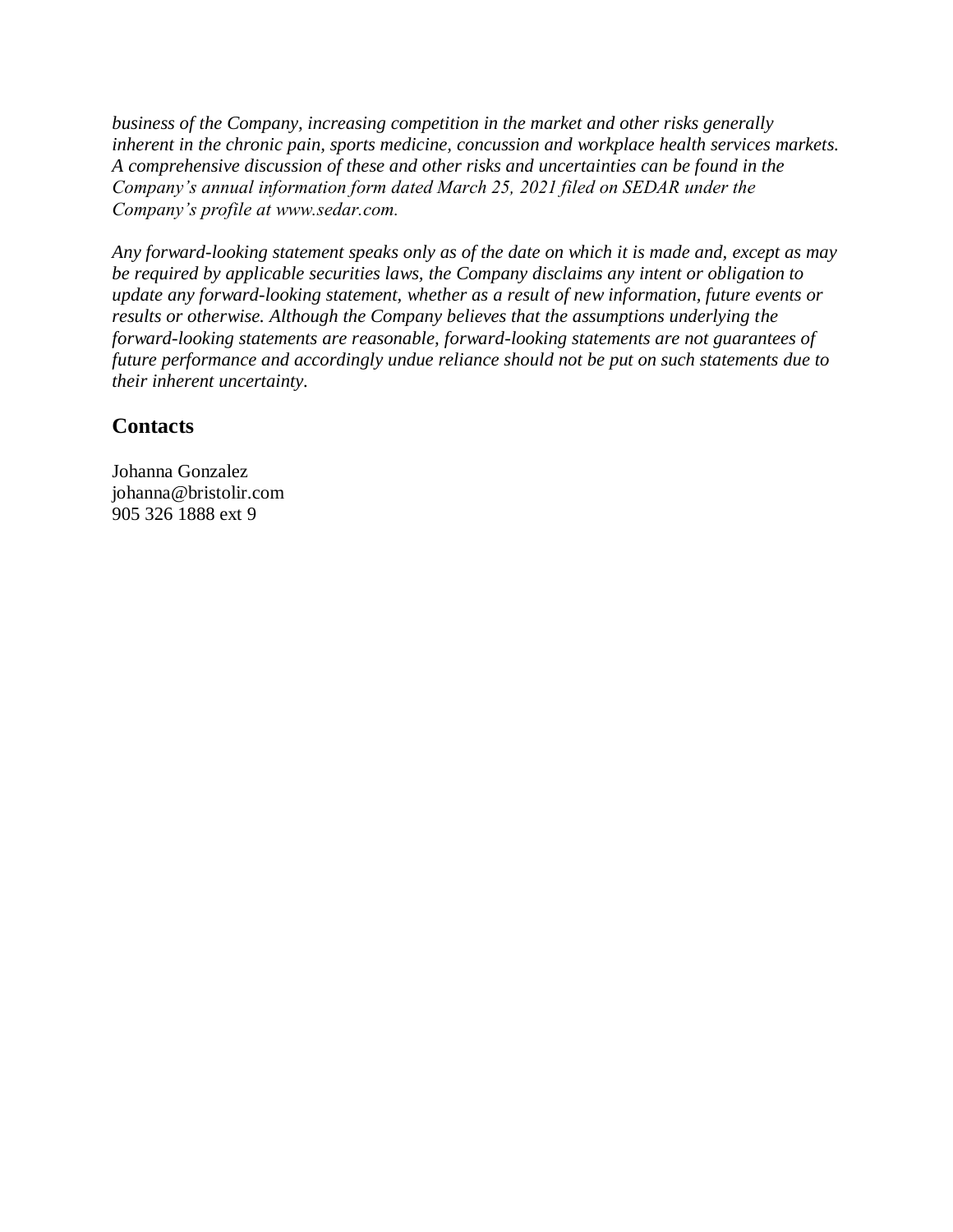*business of the Company, increasing competition in the market and other risks generally inherent in the chronic pain, sports medicine, concussion and workplace health services markets. A comprehensive discussion of these and other risks and uncertainties can be found in the Company's annual information form dated March 25, 2021 filed on SEDAR under the Company's profile at www.sedar.com.*

*Any forward-looking statement speaks only as of the date on which it is made and, except as may be required by applicable securities laws, the Company disclaims any intent or obligation to update any forward-looking statement, whether as a result of new information, future events or results or otherwise. Although the Company believes that the assumptions underlying the forward-looking statements are reasonable, forward-looking statements are not guarantees of future performance and accordingly undue reliance should not be put on such statements due to their inherent uncertainty.*

## Contacts

Johanna Gonzalez
johanna@bristolir.com
905 326 1888 ext 9